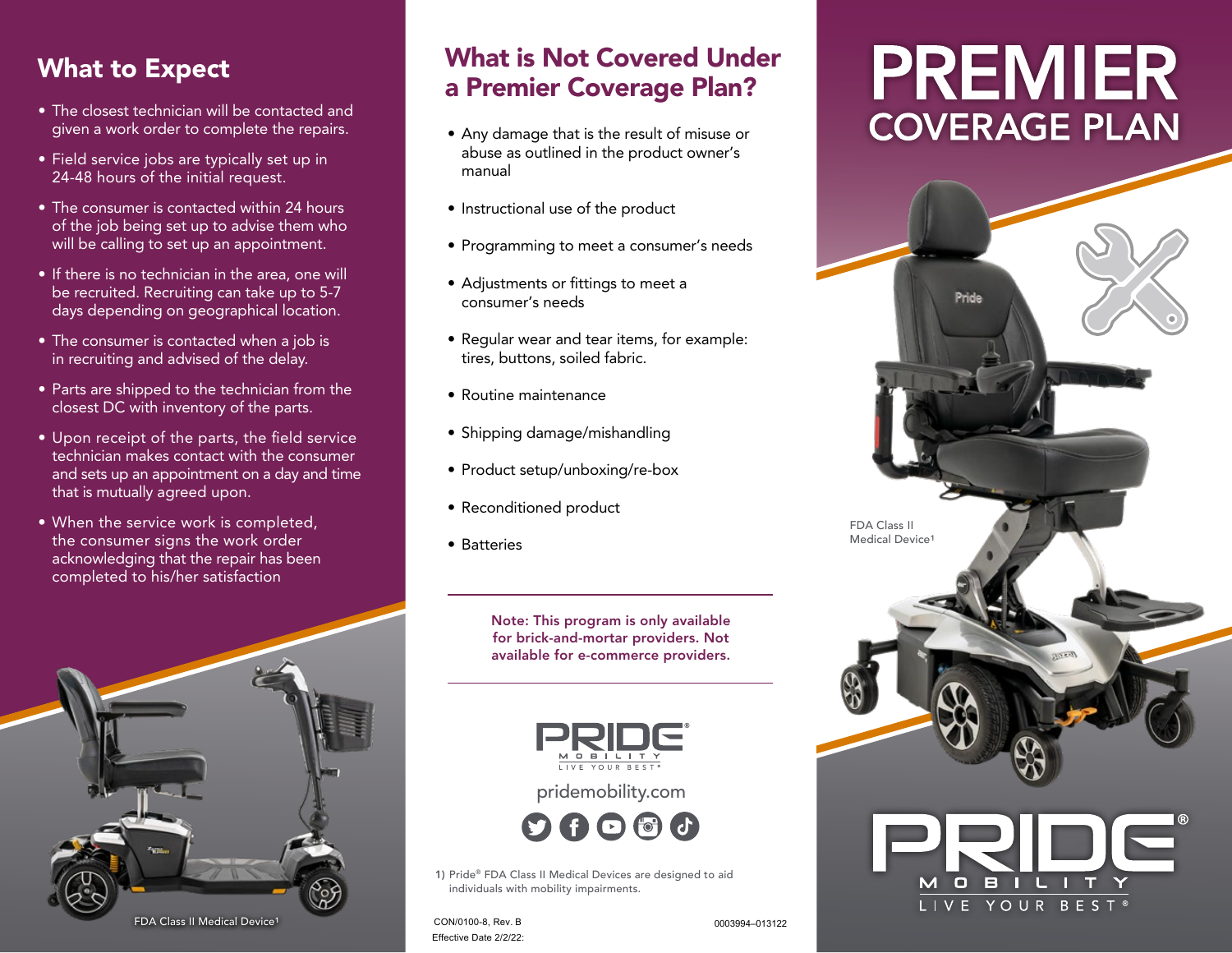## What to Expect

- The closest technician will be contacted and given a work order to complete the repairs.
- Field service jobs are typically set up in 24-48 hours of the initial request.
- The consumer is contacted within 24 hours of the job being set up to advise them who will be calling to set up an appointment.
- If there is no technician in the area, one will be recruited. Recruiting can take up to 5-7 days depending on geographical location.
- The consumer is contacted when a job is in recruiting and advised of the delay.
- Parts are shipped to the technician from the closest DC with inventory of the parts.
- Upon receipt of the parts, the field service technician makes contact with the consumer and sets up an appointment on a day and time that is mutually agreed upon.
- When the service work is completed, the consumer signs the work order acknowledging that the repair has been completed to his/her satisfaction

FDA Class II Medical Device[1]

## What is Not Covered Under a Premier Coverage Plan?

- Any damage that is the result of misuse or abuse as outlined in the product owner's manual
- Instructional use of the product
- Programming to meet a consumer's needs
- Adjustments or fittings to meet a consumer's needs
- Regular wear and tear items, for example: tires, buttons, soiled fabric.
- Routine maintenance
- Shipping damage/mishandling
- Product setup/unboxing/re-box
- Reconditioned product
- Batteries

**Note: This program is only available for brick-and-mortar providers. Not available for e-commerce providers.**

PRIDE® MOBILITY LIVE YOUR BEST®

pridemobility.com

1) Pride® FDA Class II Medical Devices are designed to aid individuals with mobility impairments.

CON/0100-8, Rev. B
Effective Date 2/2/22:

0003994–013122

# PREMIER COVERAGE PLAN

FDA Class II Medical Device[1]

PRIDE® MOBILITY LIVE YOUR BEST®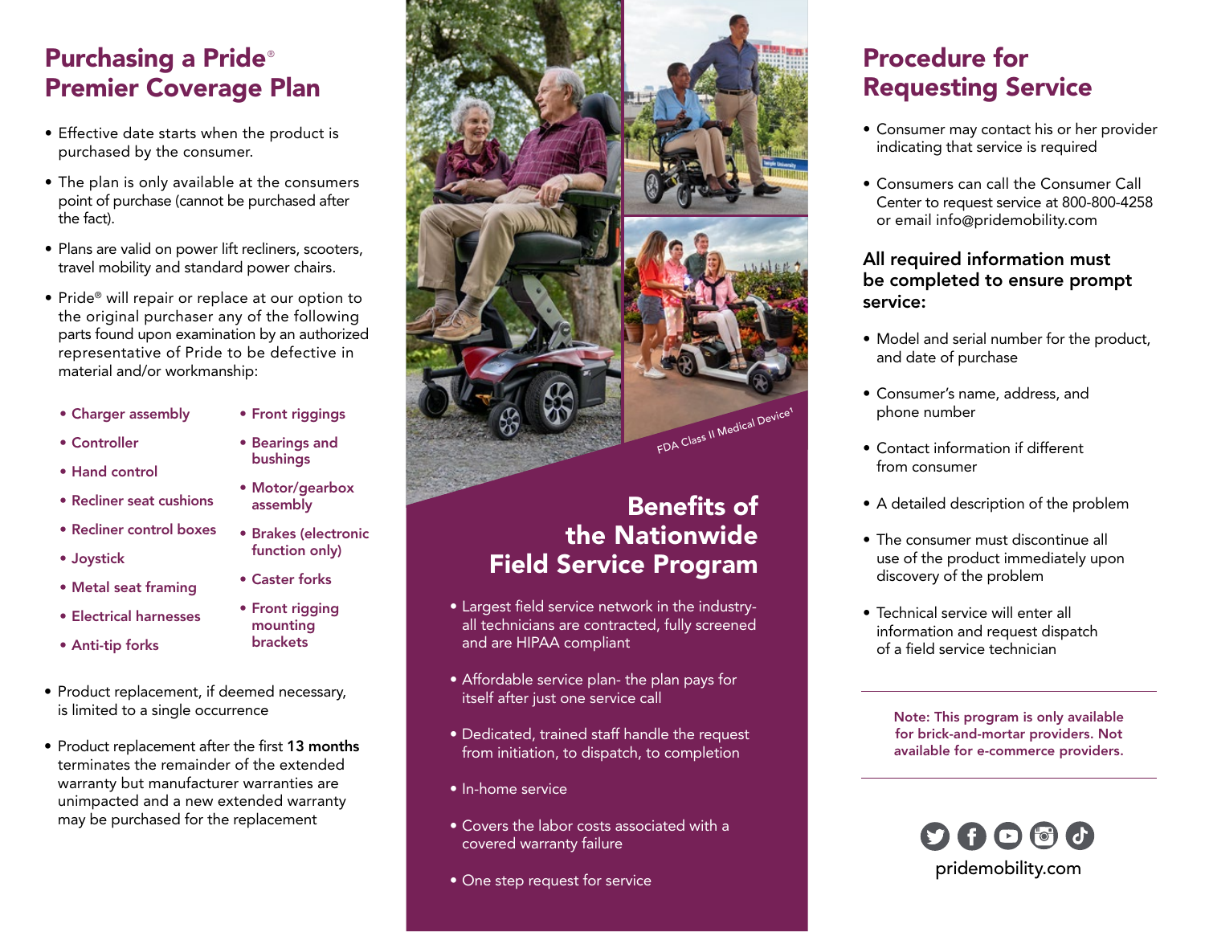# Purchasing a Pride® Premier Coverage Plan

- Effective date starts when the product is purchased by the consumer.
- The plan is only available at the consumers point of purchase (cannot be purchased after the fact).
- Plans are valid on power lift recliners, scooters, travel mobility and standard power chairs.
- Pride® will repair or replace at our option to the original purchaser any of the following parts found upon examination by an authorized representative of Pride to be defective in material and/or workmanship:
  - Charger assembly
  - Controller
  - Hand control
  - Recliner seat cushions
  - Recliner control boxes
  - Joystick
  - Metal seat framing
  - Electrical harnesses
  - Anti-tip forks
  - Front riggings
  - Bearings and bushings
  - Motor/gearbox assembly
  - Brakes (electronic function only)
  - Caster forks
  - Front rigging mounting brackets
- Product replacement, if deemed necessary, is limited to a single occurrence
- Product replacement after the first **13 months** terminates the remainder of the extended warranty but manufacturer warranties are unimpacted and a new extended warranty may be purchased for the replacement

FDA Class II Medical Device[1]

# Benefits of the Nationwide Field Service Program

- Largest field service network in the industry- all technicians are contracted, fully screened and are HIPAA compliant
- Affordable service plan- the plan pays for itself after just one service call
- Dedicated, trained staff handle the request from initiation, to dispatch, to completion
- In-home service
- Covers the labor costs associated with a covered warranty failure
- One step request for service

# Procedure for Requesting Service

- Consumer may contact his or her provider indicating that service is required
- Consumers can call the Consumer Call Center to request service at 800-800-4258 or email info@pridemobility.com

## All required information must be completed to ensure prompt service:

- Model and serial number for the product, and date of purchase
- Consumer's name, address, and phone number
- Contact information if different from consumer
- A detailed description of the problem
- The consumer must discontinue all use of the product immediately upon discovery of the problem
- Technical service will enter all information and request dispatch of a field service technician

**Note: This program is only available for brick-and-mortar providers. Not available for e-commerce providers.**

pridemobility.com